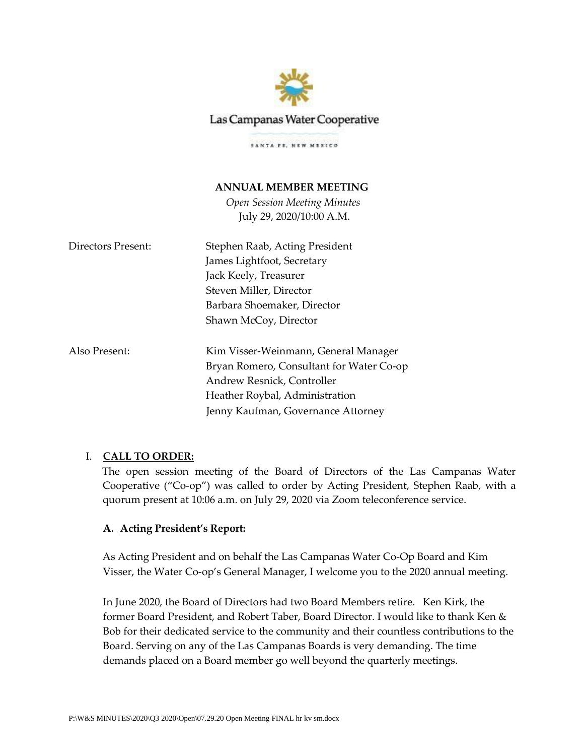Las Campanas Water Cooperative

SANTA FE, NEW MEXICO

**ANNUAL MEMBER MEETING**

*Open Session Meeting Minutes*

July 29, 2020/10:00 A.M.

| | |
|---|---|
| Directors Present: | Stephen Raab, Acting President |
| | James Lightfoot, Secretary |
| | Jack Keely, Treasurer |
| | Steven Miller, Director |
| | Barbara Shoemaker, Director |
| | Shawn McCoy, Director |
| Also Present: | Kim Visser-Weinmann, General Manager |
| | Bryan Romero, Consultant for Water Co-op |
| | Andrew Resnick, Controller |
| | Heather Roybal, Administration |
| | Jenny Kaufman, Governance Attorney |

## I. CALL TO ORDER:

The open session meeting of the Board of Directors of the Las Campanas Water Cooperative ("Co-op") was called to order by Acting President, Stephen Raab, with a quorum present at 10:06 a.m. on July 29, 2020 via Zoom teleconference service.

### A. Acting President's Report:

As Acting President and on behalf the Las Campanas Water Co-Op Board and Kim Visser, the Water Co-op's General Manager, I welcome you to the 2020 annual meeting.

In June 2020, the Board of Directors had two Board Members retire. Ken Kirk, the former Board President, and Robert Taber, Board Director. I would like to thank Ken & Bob for their dedicated service to the community and their countless contributions to the Board. Serving on any of the Las Campanas Boards is very demanding. The time demands placed on a Board member go well beyond the quarterly meetings.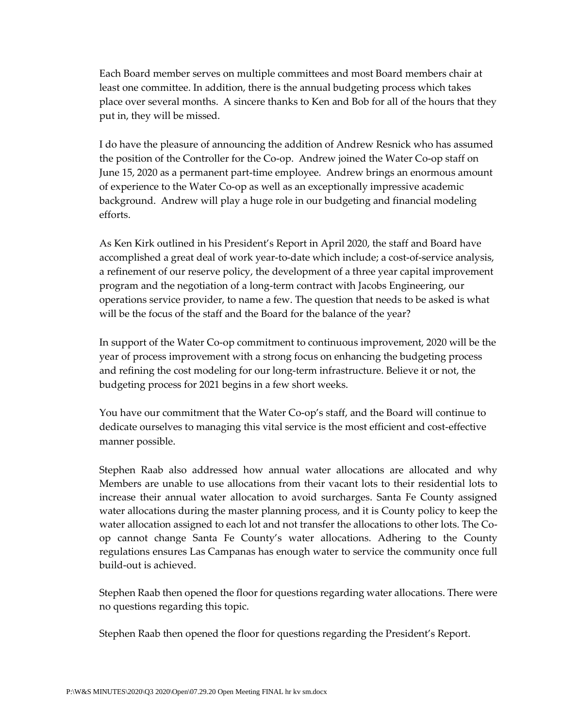Each Board member serves on multiple committees and most Board members chair at least one committee. In addition, there is the annual budgeting process which takes place over several months. A sincere thanks to Ken and Bob for all of the hours that they put in, they will be missed.

I do have the pleasure of announcing the addition of Andrew Resnick who has assumed the position of the Controller for the Co-op. Andrew joined the Water Co-op staff on June 15, 2020 as a permanent part-time employee. Andrew brings an enormous amount of experience to the Water Co-op as well as an exceptionally impressive academic background. Andrew will play a huge role in our budgeting and financial modeling efforts.

As Ken Kirk outlined in his President's Report in April 2020, the staff and Board have accomplished a great deal of work year-to-date which include; a cost-of-service analysis, a refinement of our reserve policy, the development of a three year capital improvement program and the negotiation of a long-term contract with Jacobs Engineering, our operations service provider, to name a few. The question that needs to be asked is what will be the focus of the staff and the Board for the balance of the year?

In support of the Water Co-op commitment to continuous improvement, 2020 will be the year of process improvement with a strong focus on enhancing the budgeting process and refining the cost modeling for our long-term infrastructure. Believe it or not, the budgeting process for 2021 begins in a few short weeks.

You have our commitment that the Water Co-op's staff, and the Board will continue to dedicate ourselves to managing this vital service is the most efficient and cost-effective manner possible.

Stephen Raab also addressed how annual water allocations are allocated and why Members are unable to use allocations from their vacant lots to their residential lots to increase their annual water allocation to avoid surcharges. Santa Fe County assigned water allocations during the master planning process, and it is County policy to keep the water allocation assigned to each lot and not transfer the allocations to other lots. The Co-op cannot change Santa Fe County's water allocations. Adhering to the County regulations ensures Las Campanas has enough water to service the community once full build-out is achieved.

Stephen Raab then opened the floor for questions regarding water allocations. There were no questions regarding this topic.

Stephen Raab then opened the floor for questions regarding the President's Report.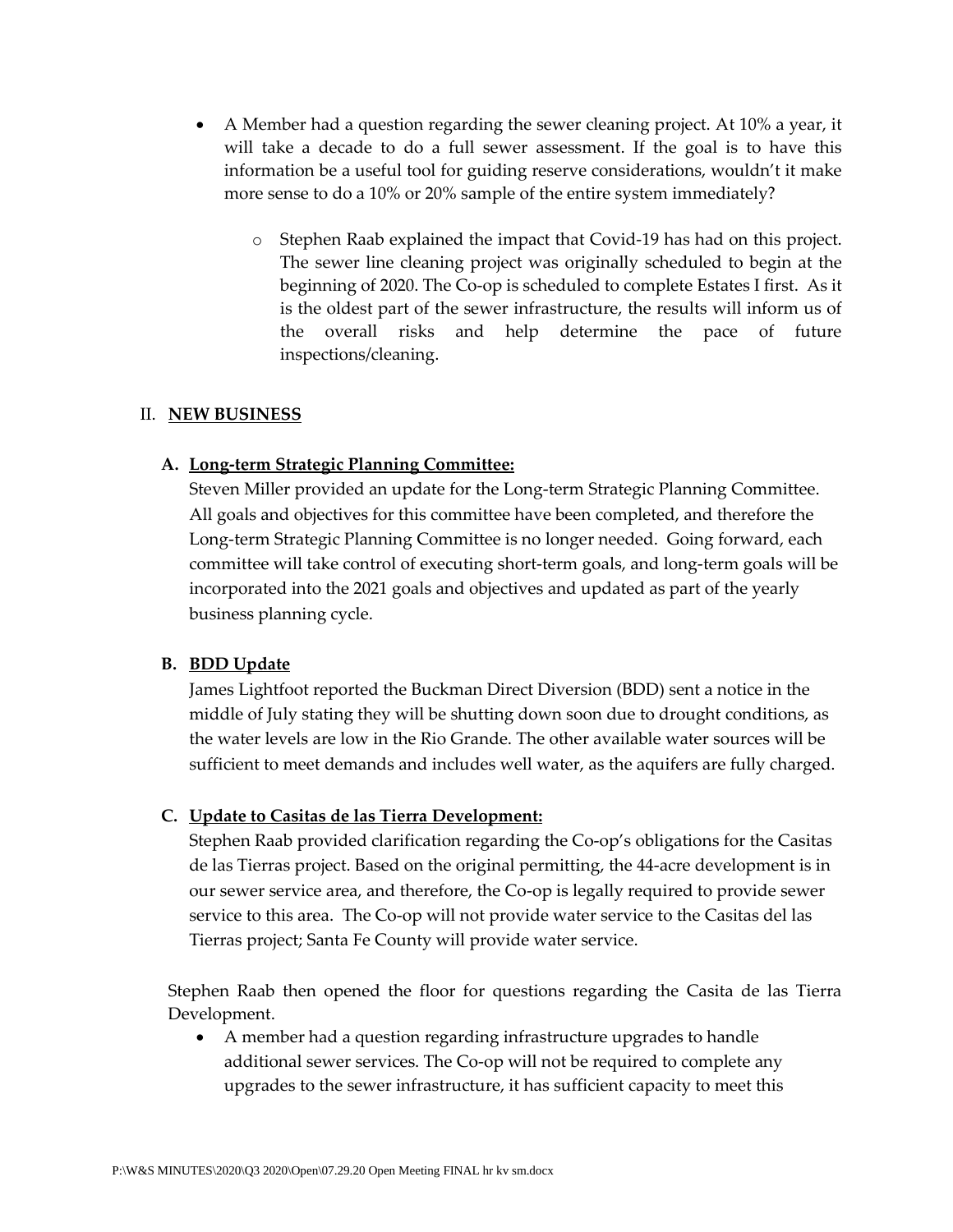- A Member had a question regarding the sewer cleaning project. At 10% a year, it will take a decade to do a full sewer assessment. If the goal is to have this information be a useful tool for guiding reserve considerations, wouldn't it make more sense to do a 10% or 20% sample of the entire system immediately?
    - Stephen Raab explained the impact that Covid-19 has had on this project. The sewer line cleaning project was originally scheduled to begin at the beginning of 2020. The Co-op is scheduled to complete Estates I first. As it is the oldest part of the sewer infrastructure, the results will inform us of the overall risks and help determine the pace of future inspections/cleaning.

## II. <u>NEW BUSINESS</u>

### A. <u>Long-term Strategic Planning Committee:</u>

Steven Miller provided an update for the Long-term Strategic Planning Committee. All goals and objectives for this committee have been completed, and therefore the Long-term Strategic Planning Committee is no longer needed. Going forward, each committee will take control of executing short-term goals, and long-term goals will be incorporated into the 2021 goals and objectives and updated as part of the yearly business planning cycle.

### B. <u>BDD Update</u>

James Lightfoot reported the Buckman Direct Diversion (BDD) sent a notice in the middle of July stating they will be shutting down soon due to drought conditions, as the water levels are low in the Rio Grande. The other available water sources will be sufficient to meet demands and includes well water, as the aquifers are fully charged.

### C. <u>Update to Casitas de las Tierra Development:</u>

Stephen Raab provided clarification regarding the Co-op's obligations for the Casitas de las Tierras project. Based on the original permitting, the 44-acre development is in our sewer service area, and therefore, the Co-op is legally required to provide sewer service to this area. The Co-op will not provide water service to the Casitas del las Tierras project; Santa Fe County will provide water service.

Stephen Raab then opened the floor for questions regarding the Casita de las Tierra Development.

- A member had a question regarding infrastructure upgrades to handle additional sewer services. The Co-op will not be required to complete any upgrades to the sewer infrastructure, it has sufficient capacity to meet this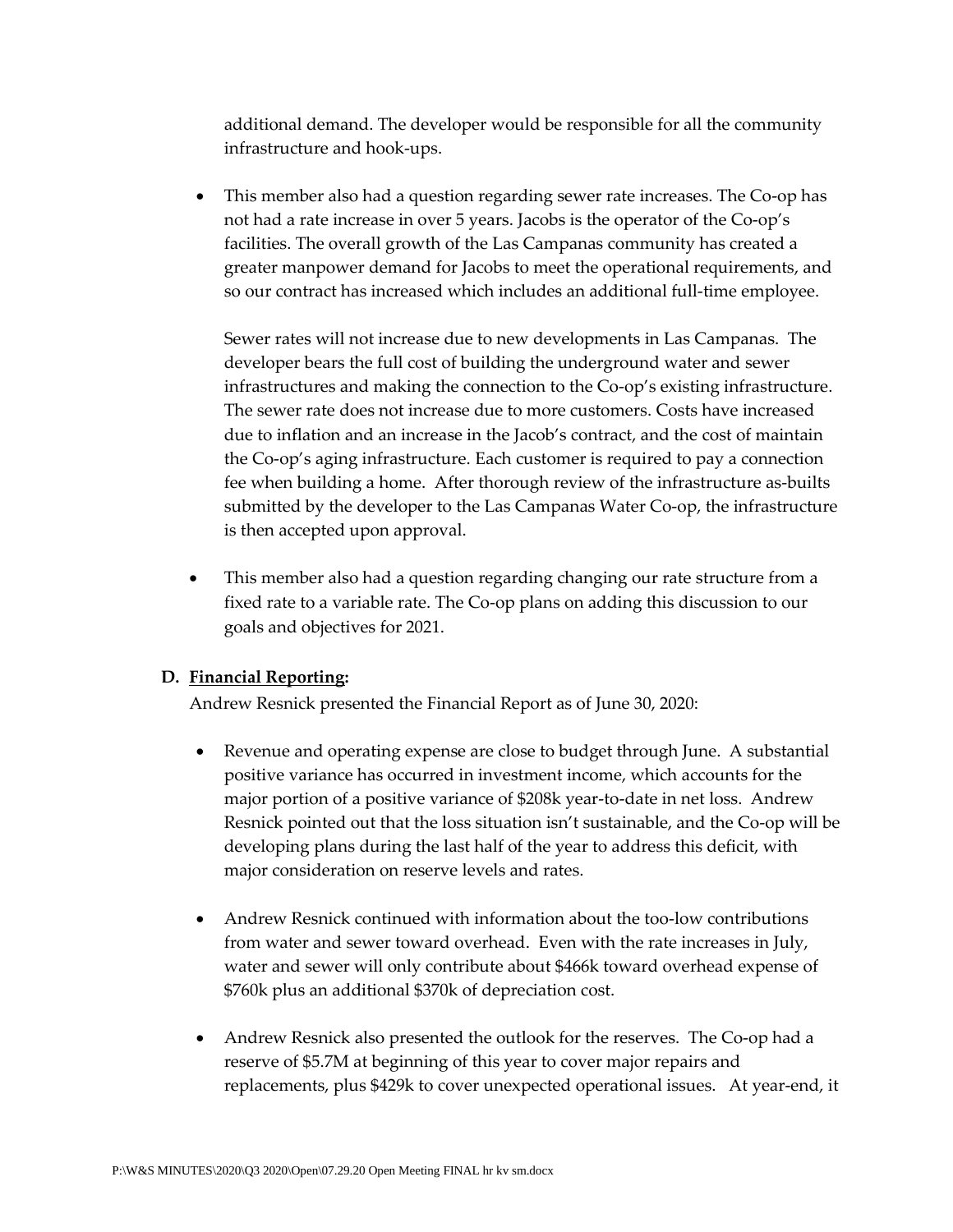additional demand. The developer would be responsible for all the community infrastructure and hook-ups.

- This member also had a question regarding sewer rate increases. The Co-op has not had a rate increase in over 5 years. Jacobs is the operator of the Co-op's facilities. The overall growth of the Las Campanas community has created a greater manpower demand for Jacobs to meet the operational requirements, and so our contract has increased which includes an additional full-time employee.

  Sewer rates will not increase due to new developments in Las Campanas. The developer bears the full cost of building the underground water and sewer infrastructures and making the connection to the Co-op's existing infrastructure. The sewer rate does not increase due to more customers. Costs have increased due to inflation and an increase in the Jacob's contract, and the cost of maintain the Co-op's aging infrastructure. Each customer is required to pay a connection fee when building a home. After thorough review of the infrastructure as-builts submitted by the developer to the Las Campanas Water Co-op, the infrastructure is then accepted upon approval.

- This member also had a question regarding changing our rate structure from a fixed rate to a variable rate. The Co-op plans on adding this discussion to our goals and objectives for 2021.

**D. <u>Financial Reporting</u>:**

Andrew Resnick presented the Financial Report as of June 30, 2020:

- Revenue and operating expense are close to budget through June. A substantial positive variance has occurred in investment income, which accounts for the major portion of a positive variance of $208k year-to-date in net loss. Andrew Resnick pointed out that the loss situation isn't sustainable, and the Co-op will be developing plans during the last half of the year to address this deficit, with major consideration on reserve levels and rates.

- Andrew Resnick continued with information about the too-low contributions from water and sewer toward overhead. Even with the rate increases in July, water and sewer will only contribute about $466k toward overhead expense of $760k plus an additional $370k of depreciation cost.

- Andrew Resnick also presented the outlook for the reserves. The Co-op had a reserve of $5.7M at beginning of this year to cover major repairs and replacements, plus $429k to cover unexpected operational issues. At year-end, it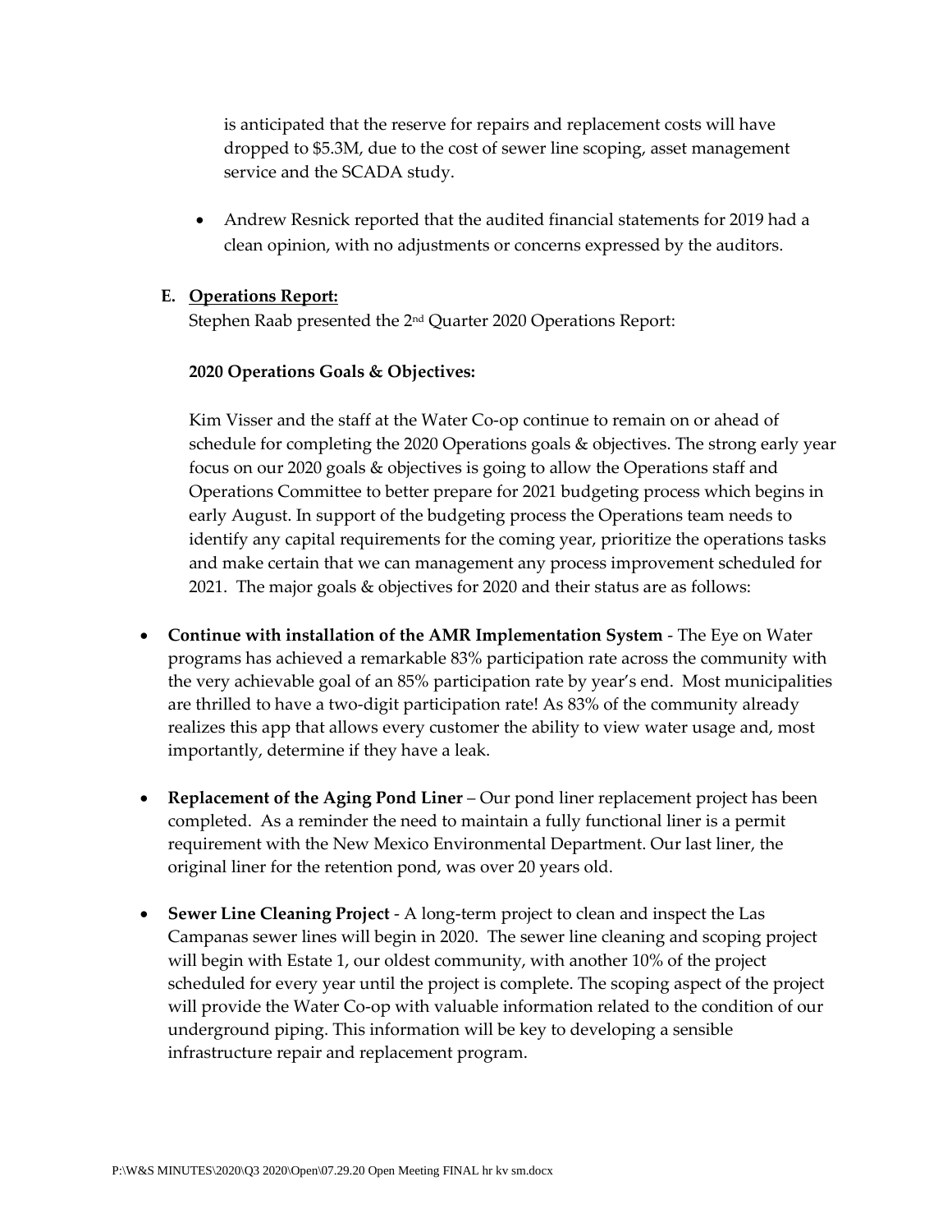is anticipated that the reserve for repairs and replacement costs will have dropped to $5.3M, due to the cost of sewer line scoping, asset management service and the SCADA study.

- Andrew Resnick reported that the audited financial statements for 2019 had a clean opinion, with no adjustments or concerns expressed by the auditors.

**E. Operations Report:**

Stephen Raab presented the 2nd Quarter 2020 Operations Report:

**2020 Operations Goals & Objectives:**

Kim Visser and the staff at the Water Co-op continue to remain on or ahead of schedule for completing the 2020 Operations goals & objectives. The strong early year focus on our 2020 goals & objectives is going to allow the Operations staff and Operations Committee to better prepare for 2021 budgeting process which begins in early August. In support of the budgeting process the Operations team needs to identify any capital requirements for the coming year, prioritize the operations tasks and make certain that we can management any process improvement scheduled for 2021. The major goals & objectives for 2020 and their status are as follows:

- **Continue with installation of the AMR Implementation System** - The Eye on Water programs has achieved a remarkable 83% participation rate across the community with the very achievable goal of an 85% participation rate by year's end. Most municipalities are thrilled to have a two-digit participation rate! As 83% of the community already realizes this app that allows every customer the ability to view water usage and, most importantly, determine if they have a leak.

- **Replacement of the Aging Pond Liner** – Our pond liner replacement project has been completed. As a reminder the need to maintain a fully functional liner is a permit requirement with the New Mexico Environmental Department. Our last liner, the original liner for the retention pond, was over 20 years old.

- **Sewer Line Cleaning Project** - A long-term project to clean and inspect the Las Campanas sewer lines will begin in 2020. The sewer line cleaning and scoping project will begin with Estate 1, our oldest community, with another 10% of the project scheduled for every year until the project is complete. The scoping aspect of the project will provide the Water Co-op with valuable information related to the condition of our underground piping. This information will be key to developing a sensible infrastructure repair and replacement program.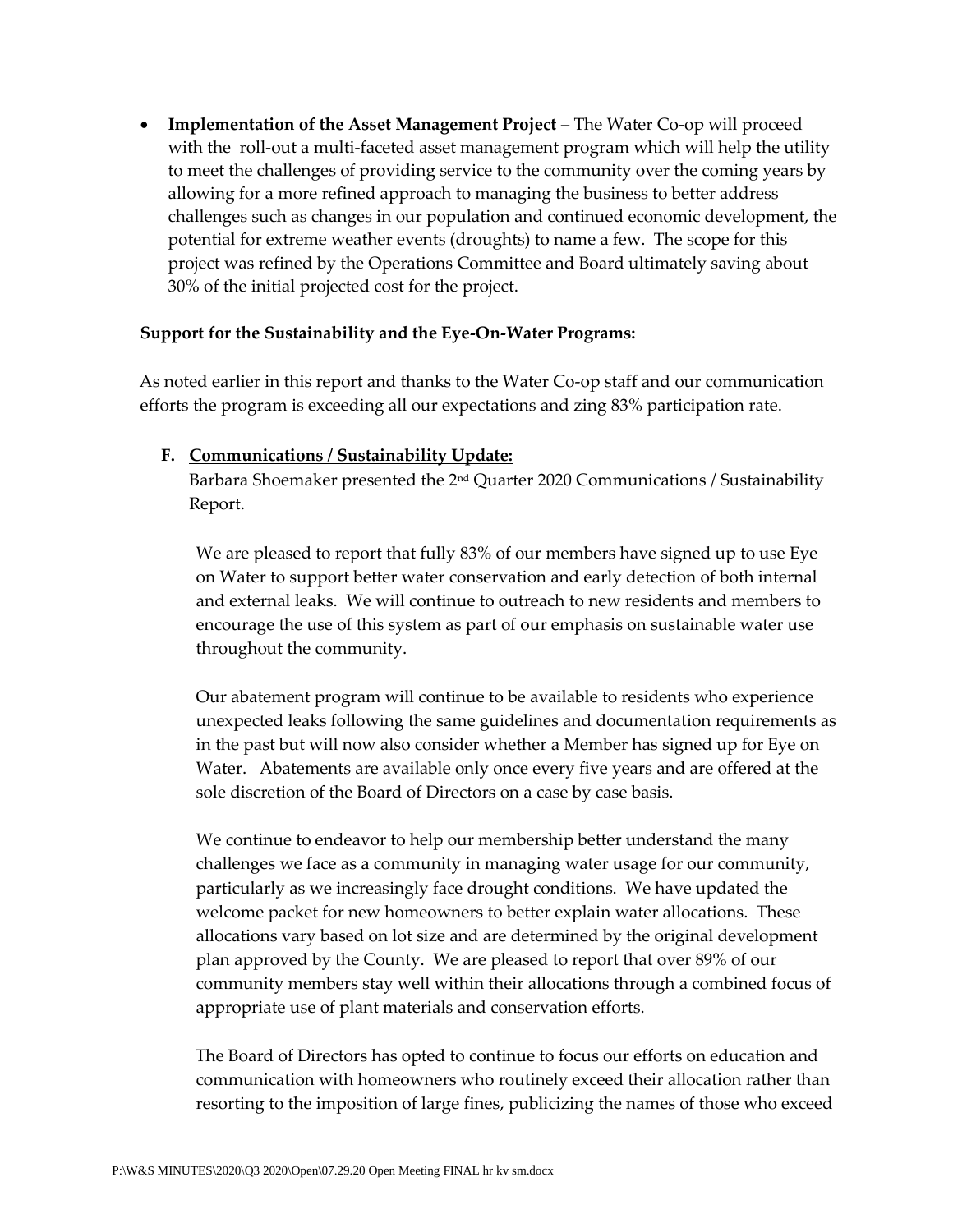- **Implementation of the Asset Management Project** – The Water Co-op will proceed with the roll-out a multi-faceted asset management program which will help the utility to meet the challenges of providing service to the community over the coming years by allowing for a more refined approach to managing the business to better address challenges such as changes in our population and continued economic development, the potential for extreme weather events (droughts) to name a few. The scope for this project was refined by the Operations Committee and Board ultimately saving about 30% of the initial projected cost for the project.

**Support for the Sustainability and the Eye-On-Water Programs:**

As noted earlier in this report and thanks to the Water Co-op staff and our communication efforts the program is exceeding all our expectations and zing 83% participation rate.

**F. Communications / Sustainability Update:**

Barbara Shoemaker presented the 2nd Quarter 2020 Communications / Sustainability Report.

We are pleased to report that fully 83% of our members have signed up to use Eye on Water to support better water conservation and early detection of both internal and external leaks. We will continue to outreach to new residents and members to encourage the use of this system as part of our emphasis on sustainable water use throughout the community.

Our abatement program will continue to be available to residents who experience unexpected leaks following the same guidelines and documentation requirements as in the past but will now also consider whether a Member has signed up for Eye on Water. Abatements are available only once every five years and are offered at the sole discretion of the Board of Directors on a case by case basis.

We continue to endeavor to help our membership better understand the many challenges we face as a community in managing water usage for our community, particularly as we increasingly face drought conditions. We have updated the welcome packet for new homeowners to better explain water allocations. These allocations vary based on lot size and are determined by the original development plan approved by the County. We are pleased to report that over 89% of our community members stay well within their allocations through a combined focus of appropriate use of plant materials and conservation efforts.

The Board of Directors has opted to continue to focus our efforts on education and communication with homeowners who routinely exceed their allocation rather than resorting to the imposition of large fines, publicizing the names of those who exceed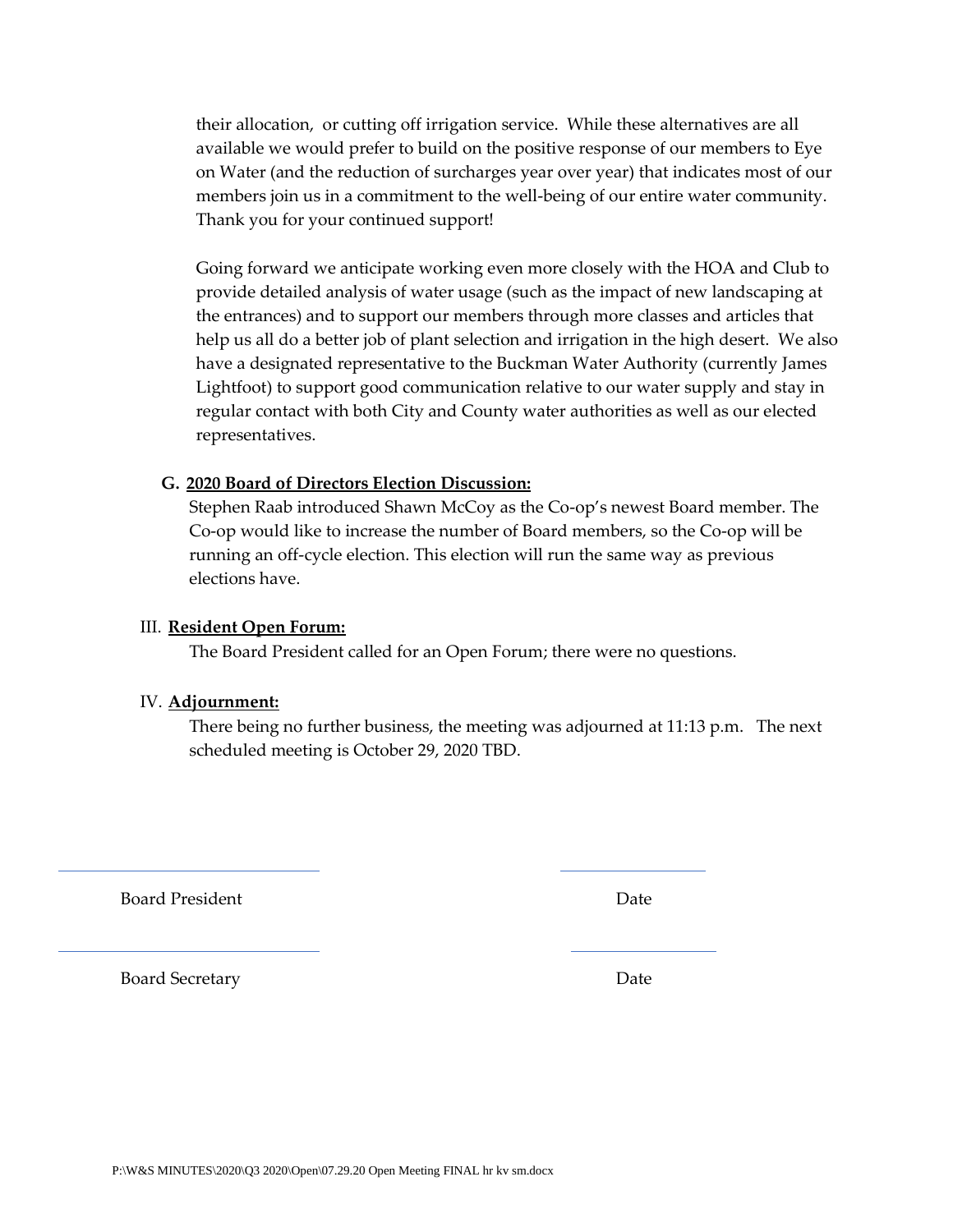their allocation,  or cutting off irrigation service.  While these alternatives are all available we would prefer to build on the positive response of our members to Eye on Water (and the reduction of surcharges year over year) that indicates most of our members join us in a commitment to the well-being of our entire water community. Thank you for your continued support!

Going forward we anticipate working even more closely with the HOA and Club to provide detailed analysis of water usage (such as the impact of new landscaping at the entrances) and to support our members through more classes and articles that help us all do a better job of plant selection and irrigation in the high desert.  We also have a designated representative to the Buckman Water Authority (currently James Lightfoot) to support good communication relative to our water supply and stay in regular contact with both City and County water authorities as well as our elected representatives.

**G. 2020 Board of Directors Election Discussion:**

Stephen Raab introduced Shawn McCoy as the Co-op's newest Board member. The Co-op would like to increase the number of Board members, so the Co-op will be running an off-cycle election. This election will run the same way as previous elections have.

III. **Resident Open Forum:**

The Board President called for an Open Forum; there were no questions.

IV. **Adjournment:**

There being no further business, the meeting was adjourned at 11:13 p.m.   The next scheduled meeting is October 29, 2020 TBD.

\_\_\_\_\_\_\_\_\_\_\_\_\_\_\_\_\_\_\_\_\_\_\_\_\_\_\_\_ &nbsp;&nbsp;&nbsp;&nbsp; \_\_\_\_\_\_\_\_\_\_\_\_\_\_\_

Board President &nbsp;&nbsp;&nbsp;&nbsp; Date

\_\_\_\_\_\_\_\_\_\_\_\_\_\_\_\_\_\_\_\_\_\_\_\_\_\_\_\_ &nbsp;&nbsp;&nbsp;&nbsp; \_\_\_\_\_\_\_\_\_\_\_\_\_\_\_

Board Secretary &nbsp;&nbsp;&nbsp;&nbsp; Date

P:\W&S MINUTES\2020\Q3 2020\Open\07.29.20 Open Meeting FINAL hr kv sm.docx